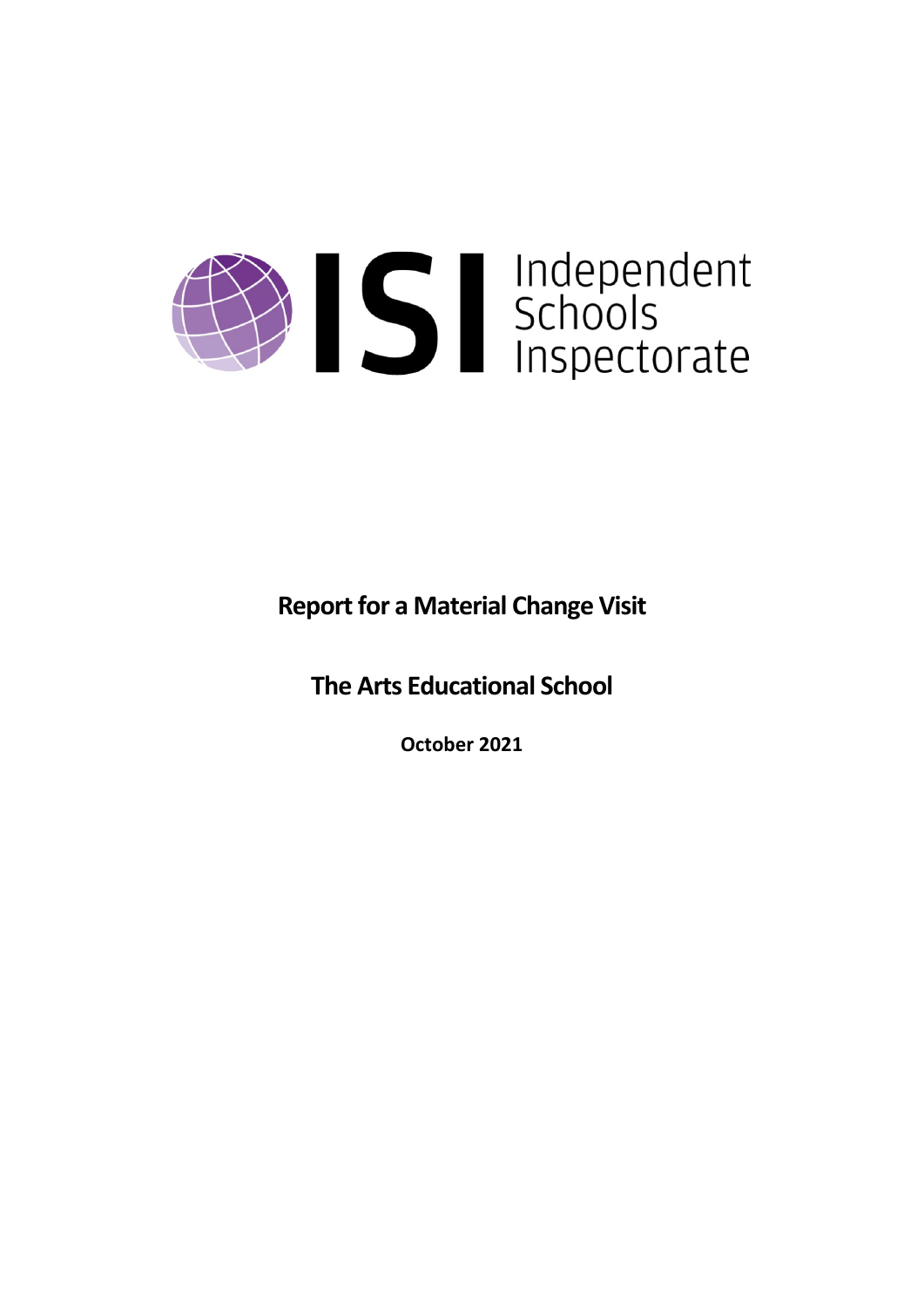Independent Schools Inspectorate

# Report for a Material Change Visit

## The Arts Educational School

**October 2021**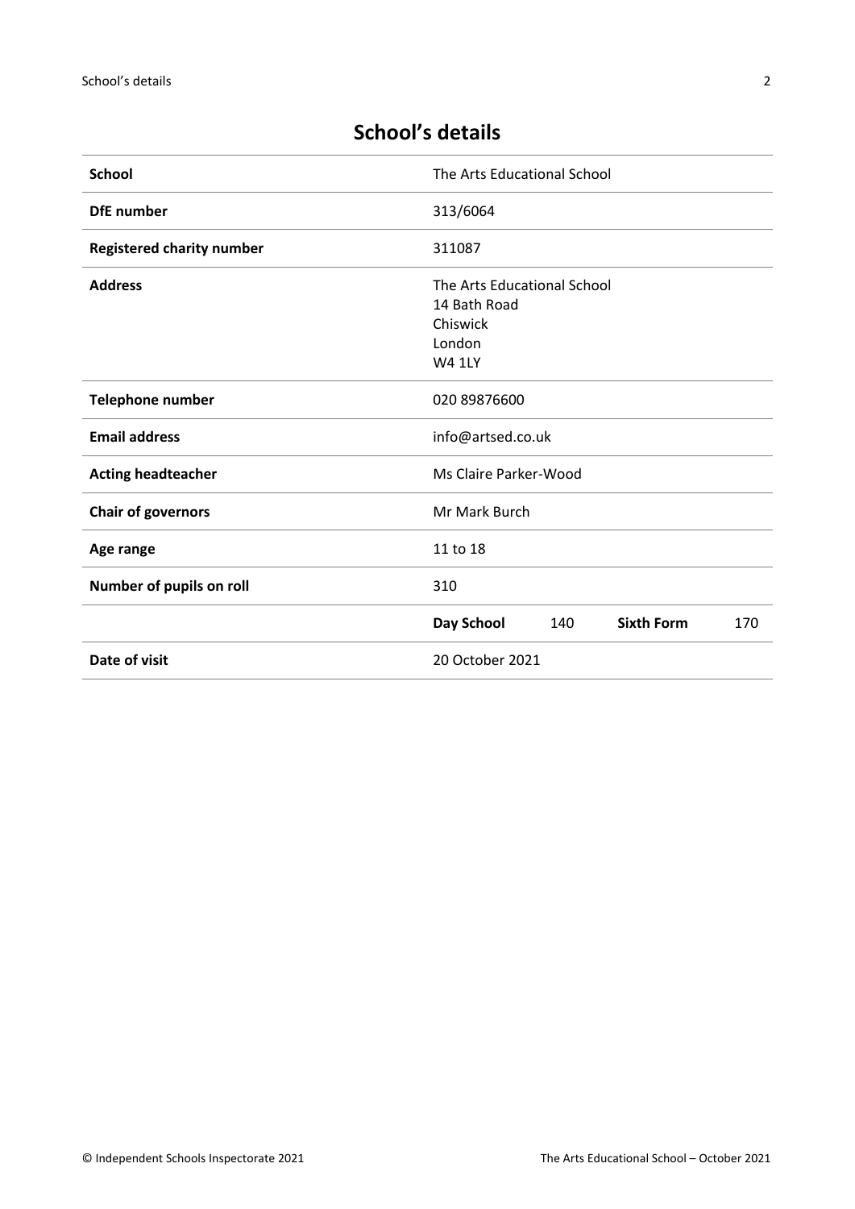# School's details

| School | The Arts Educational School | | | |
|---|---|---|---|---|
| **DfE number** | 313/6064 | | | |
| **Registered charity number** | 311087 | | | |
| **Address** | The Arts Educational School<br>14 Bath Road<br>Chiswick<br>London<br>W4 1LY | | | |
| **Telephone number** | 020 89876600 | | | |
| **Email address** | info@artsed.co.uk | | | |
| **Acting headteacher** | Ms Claire Parker-Wood | | | |
| **Chair of governors** | Mr Mark Burch | | | |
| **Age range** | 11 to 18 | | | |
| **Number of pupils on roll** | 310 | | | |
| | **Day School** | 140 | **Sixth Form** | 170 |
| **Date of visit** | 20 October 2021 | | | |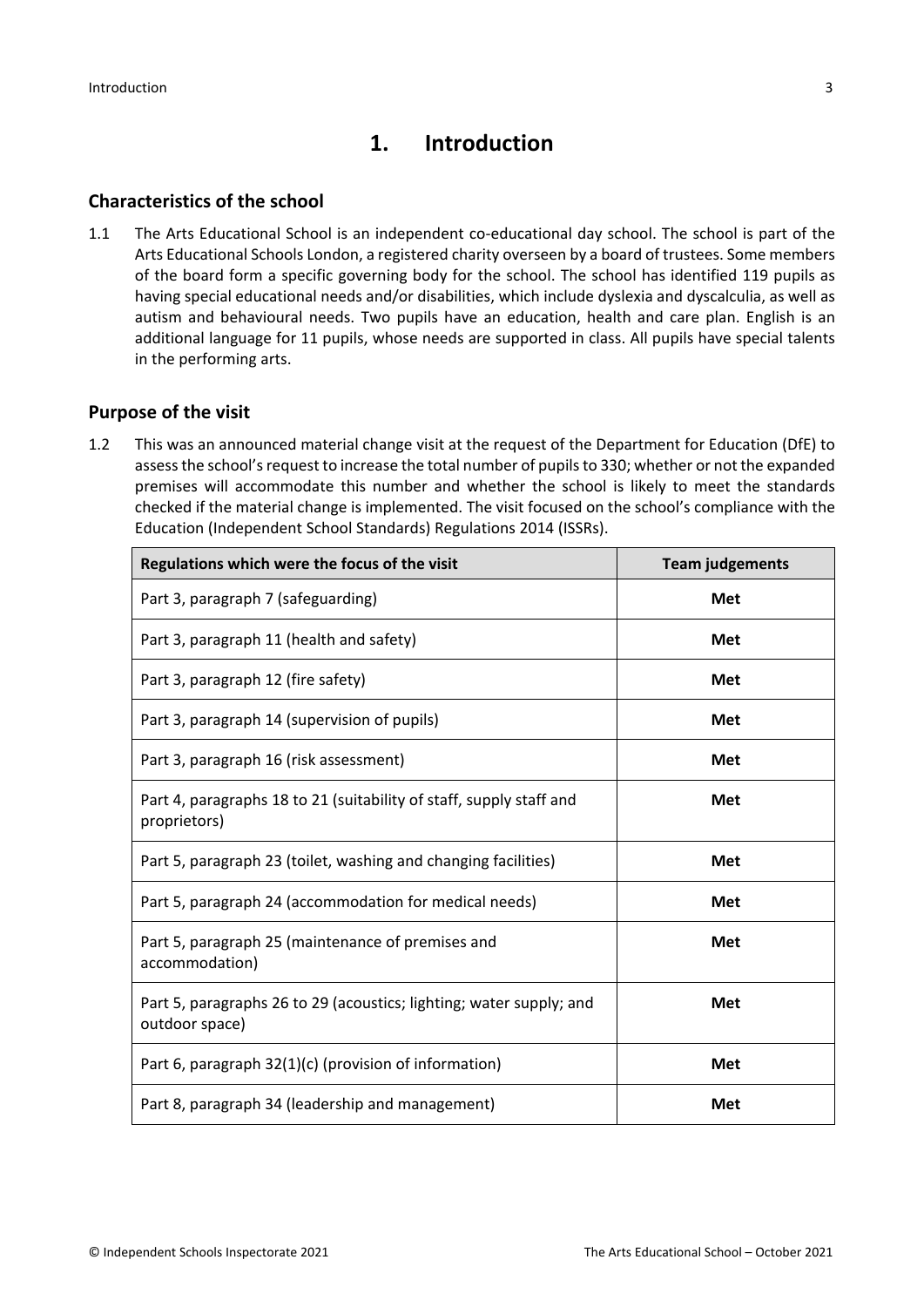# 1. Introduction

## Characteristics of the school

1.1 The Arts Educational School is an independent co-educational day school. The school is part of the Arts Educational Schools London, a registered charity overseen by a board of trustees. Some members of the board form a specific governing body for the school. The school has identified 119 pupils as having special educational needs and/or disabilities, which include dyslexia and dyscalculia, as well as autism and behavioural needs. Two pupils have an education, health and care plan. English is an additional language for 11 pupils, whose needs are supported in class. All pupils have special talents in the performing arts.

## Purpose of the visit

1.2 This was an announced material change visit at the request of the Department for Education (DfE) to assess the school's request to increase the total number of pupils to 330; whether or not the expanded premises will accommodate this number and whether the school is likely to meet the standards checked if the material change is implemented. The visit focused on the school's compliance with the Education (Independent School Standards) Regulations 2014 (ISSRs).

| Regulations which were the focus of the visit | Team judgements |
|---|---|
| Part 3, paragraph 7 (safeguarding) | **Met** |
| Part 3, paragraph 11 (health and safety) | **Met** |
| Part 3, paragraph 12 (fire safety) | **Met** |
| Part 3, paragraph 14 (supervision of pupils) | **Met** |
| Part 3, paragraph 16 (risk assessment) | **Met** |
| Part 4, paragraphs 18 to 21 (suitability of staff, supply staff and proprietors) | **Met** |
| Part 5, paragraph 23 (toilet, washing and changing facilities) | **Met** |
| Part 5, paragraph 24 (accommodation for medical needs) | **Met** |
| Part 5, paragraph 25 (maintenance of premises and accommodation) | **Met** |
| Part 5, paragraphs 26 to 29 (acoustics; lighting; water supply; and outdoor space) | **Met** |
| Part 6, paragraph 32(1)(c) (provision of information) | **Met** |
| Part 8, paragraph 34 (leadership and management) | **Met** |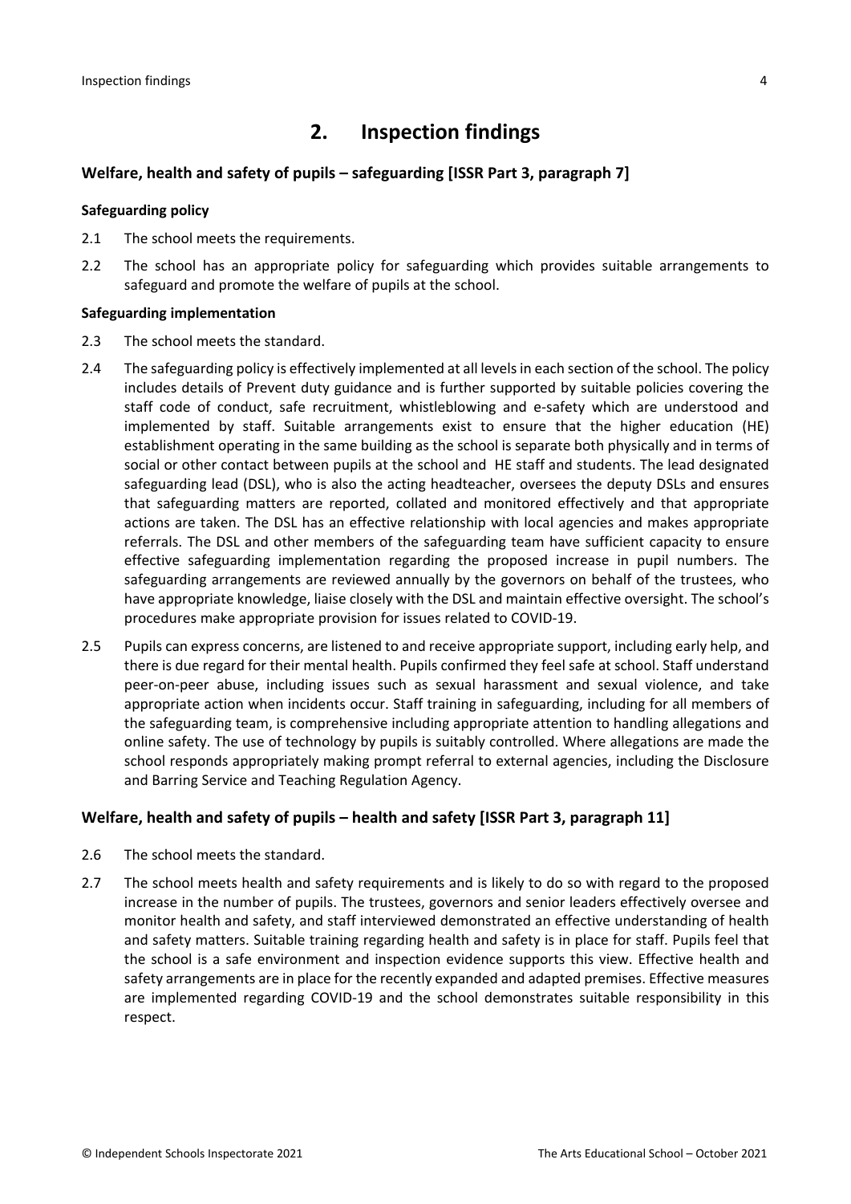## 2. Inspection findings

### Welfare, health and safety of pupils – safeguarding [ISSR Part 3, paragraph 7]

#### Safeguarding policy

2.1 The school meets the requirements.

2.2 The school has an appropriate policy for safeguarding which provides suitable arrangements to safeguard and promote the welfare of pupils at the school.

#### Safeguarding implementation

2.3 The school meets the standard.

2.4 The safeguarding policy is effectively implemented at all levels in each section of the school. The policy includes details of Prevent duty guidance and is further supported by suitable policies covering the staff code of conduct, safe recruitment, whistleblowing and e-safety which are understood and implemented by staff. Suitable arrangements exist to ensure that the higher education (HE) establishment operating in the same building as the school is separate both physically and in terms of social or other contact between pupils at the school and HE staff and students. The lead designated safeguarding lead (DSL), who is also the acting headteacher, oversees the deputy DSLs and ensures that safeguarding matters are reported, collated and monitored effectively and that appropriate actions are taken. The DSL has an effective relationship with local agencies and makes appropriate referrals. The DSL and other members of the safeguarding team have sufficient capacity to ensure effective safeguarding implementation regarding the proposed increase in pupil numbers. The safeguarding arrangements are reviewed annually by the governors on behalf of the trustees, who have appropriate knowledge, liaise closely with the DSL and maintain effective oversight. The school's procedures make appropriate provision for issues related to COVID-19.

2.5 Pupils can express concerns, are listened to and receive appropriate support, including early help, and there is due regard for their mental health. Pupils confirmed they feel safe at school. Staff understand peer-on-peer abuse, including issues such as sexual harassment and sexual violence, and take appropriate action when incidents occur. Staff training in safeguarding, including for all members of the safeguarding team, is comprehensive including appropriate attention to handling allegations and online safety. The use of technology by pupils is suitably controlled. Where allegations are made the school responds appropriately making prompt referral to external agencies, including the Disclosure and Barring Service and Teaching Regulation Agency.

### Welfare, health and safety of pupils – health and safety [ISSR Part 3, paragraph 11]

2.6 The school meets the standard.

2.7 The school meets health and safety requirements and is likely to do so with regard to the proposed increase in the number of pupils. The trustees, governors and senior leaders effectively oversee and monitor health and safety, and staff interviewed demonstrated an effective understanding of health and safety matters. Suitable training regarding health and safety is in place for staff. Pupils feel that the school is a safe environment and inspection evidence supports this view. Effective health and safety arrangements are in place for the recently expanded and adapted premises. Effective measures are implemented regarding COVID-19 and the school demonstrates suitable responsibility in this respect.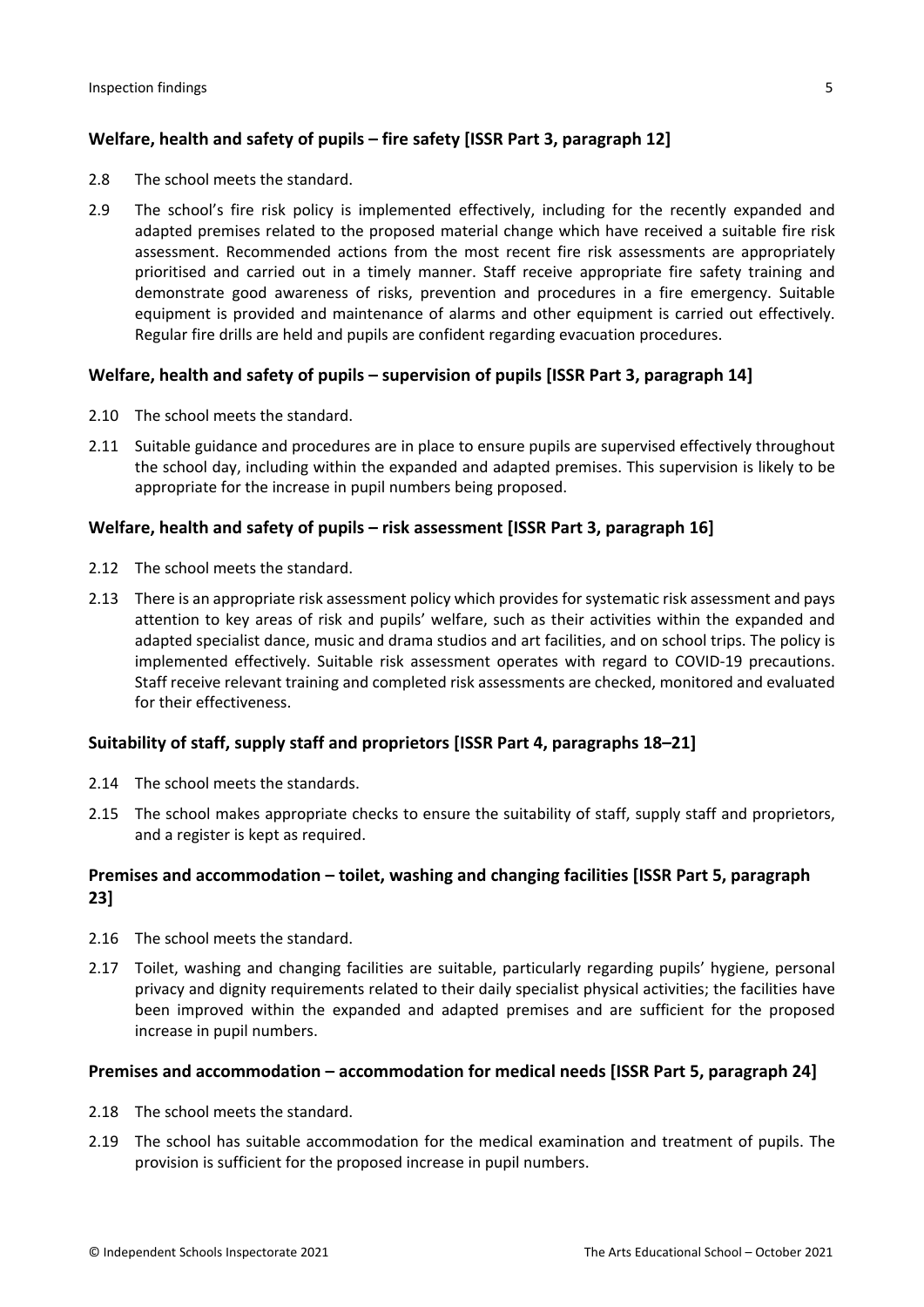### Welfare, health and safety of pupils – fire safety [ISSR Part 3, paragraph 12]

2.8 The school meets the standard.

2.9 The school's fire risk policy is implemented effectively, including for the recently expanded and adapted premises related to the proposed material change which have received a suitable fire risk assessment. Recommended actions from the most recent fire risk assessments are appropriately prioritised and carried out in a timely manner. Staff receive appropriate fire safety training and demonstrate good awareness of risks, prevention and procedures in a fire emergency. Suitable equipment is provided and maintenance of alarms and other equipment is carried out effectively. Regular fire drills are held and pupils are confident regarding evacuation procedures.

### Welfare, health and safety of pupils – supervision of pupils [ISSR Part 3, paragraph 14]

2.10 The school meets the standard.

2.11 Suitable guidance and procedures are in place to ensure pupils are supervised effectively throughout the school day, including within the expanded and adapted premises. This supervision is likely to be appropriate for the increase in pupil numbers being proposed.

### Welfare, health and safety of pupils – risk assessment [ISSR Part 3, paragraph 16]

2.12 The school meets the standard.

2.13 There is an appropriate risk assessment policy which provides for systematic risk assessment and pays attention to key areas of risk and pupils' welfare, such as their activities within the expanded and adapted specialist dance, music and drama studios and art facilities, and on school trips. The policy is implemented effectively. Suitable risk assessment operates with regard to COVID-19 precautions. Staff receive relevant training and completed risk assessments are checked, monitored and evaluated for their effectiveness.

### Suitability of staff, supply staff and proprietors [ISSR Part 4, paragraphs 18–21]

2.14 The school meets the standards.

2.15 The school makes appropriate checks to ensure the suitability of staff, supply staff and proprietors, and a register is kept as required.

### Premises and accommodation – toilet, washing and changing facilities [ISSR Part 5, paragraph 23]

2.16 The school meets the standard.

2.17 Toilet, washing and changing facilities are suitable, particularly regarding pupils' hygiene, personal privacy and dignity requirements related to their daily specialist physical activities; the facilities have been improved within the expanded and adapted premises and are sufficient for the proposed increase in pupil numbers.

### Premises and accommodation – accommodation for medical needs [ISSR Part 5, paragraph 24]

2.18 The school meets the standard.

2.19 The school has suitable accommodation for the medical examination and treatment of pupils. The provision is sufficient for the proposed increase in pupil numbers.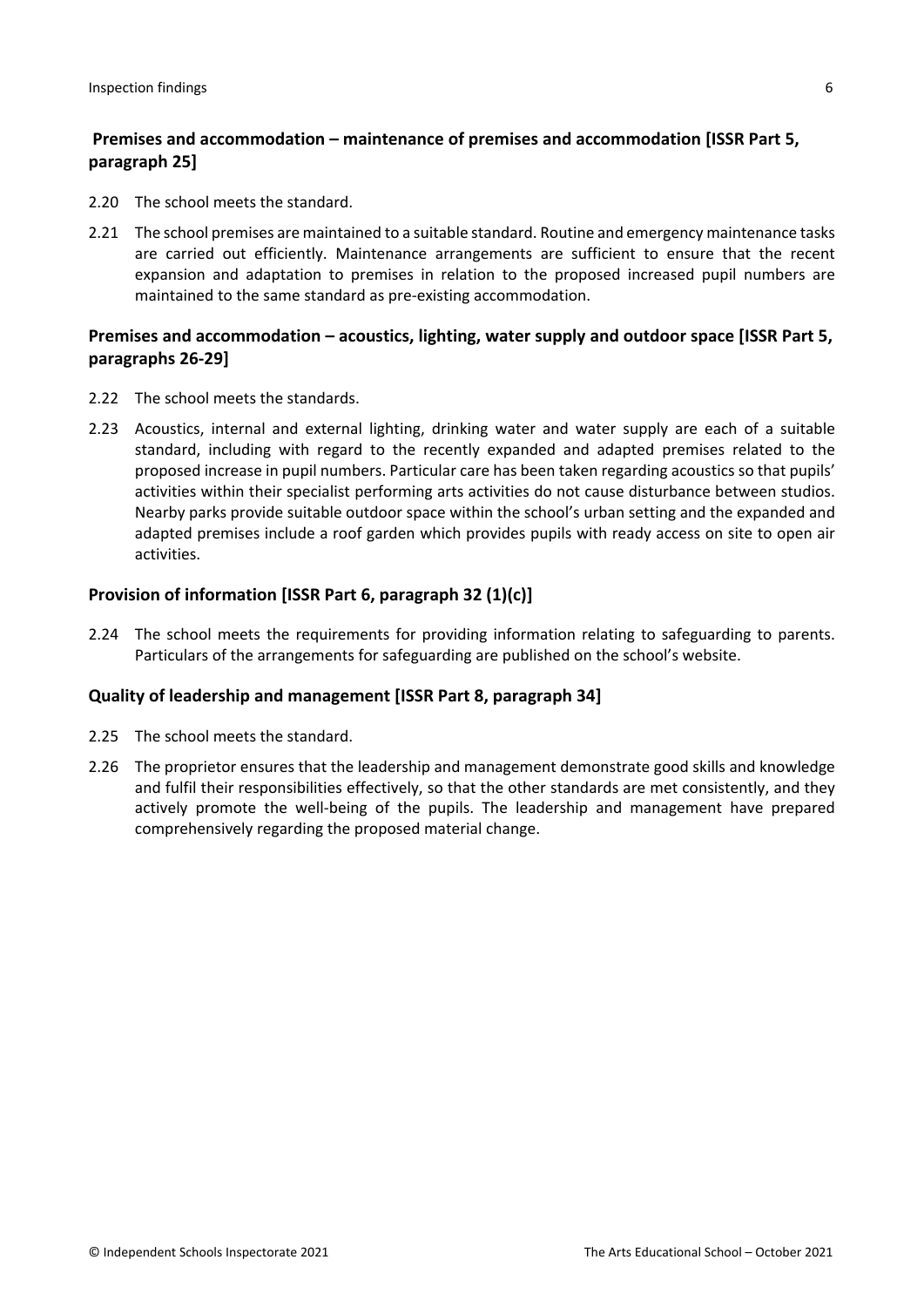### Premises and accommodation – maintenance of premises and accommodation [ISSR Part 5, paragraph 25]

2.20 The school meets the standard.

2.21 The school premises are maintained to a suitable standard. Routine and emergency maintenance tasks are carried out efficiently. Maintenance arrangements are sufficient to ensure that the recent expansion and adaptation to premises in relation to the proposed increased pupil numbers are maintained to the same standard as pre-existing accommodation.

### Premises and accommodation – acoustics, lighting, water supply and outdoor space [ISSR Part 5, paragraphs 26-29]

2.22 The school meets the standards.

2.23 Acoustics, internal and external lighting, drinking water and water supply are each of a suitable standard, including with regard to the recently expanded and adapted premises related to the proposed increase in pupil numbers. Particular care has been taken regarding acoustics so that pupils' activities within their specialist performing arts activities do not cause disturbance between studios. Nearby parks provide suitable outdoor space within the school's urban setting and the expanded and adapted premises include a roof garden which provides pupils with ready access on site to open air activities.

### Provision of information [ISSR Part 6, paragraph 32 (1)(c)]

2.24 The school meets the requirements for providing information relating to safeguarding to parents. Particulars of the arrangements for safeguarding are published on the school's website.

### Quality of leadership and management [ISSR Part 8, paragraph 34]

2.25 The school meets the standard.

2.26 The proprietor ensures that the leadership and management demonstrate good skills and knowledge and fulfil their responsibilities effectively, so that the other standards are met consistently, and they actively promote the well-being of the pupils. The leadership and management have prepared comprehensively regarding the proposed material change.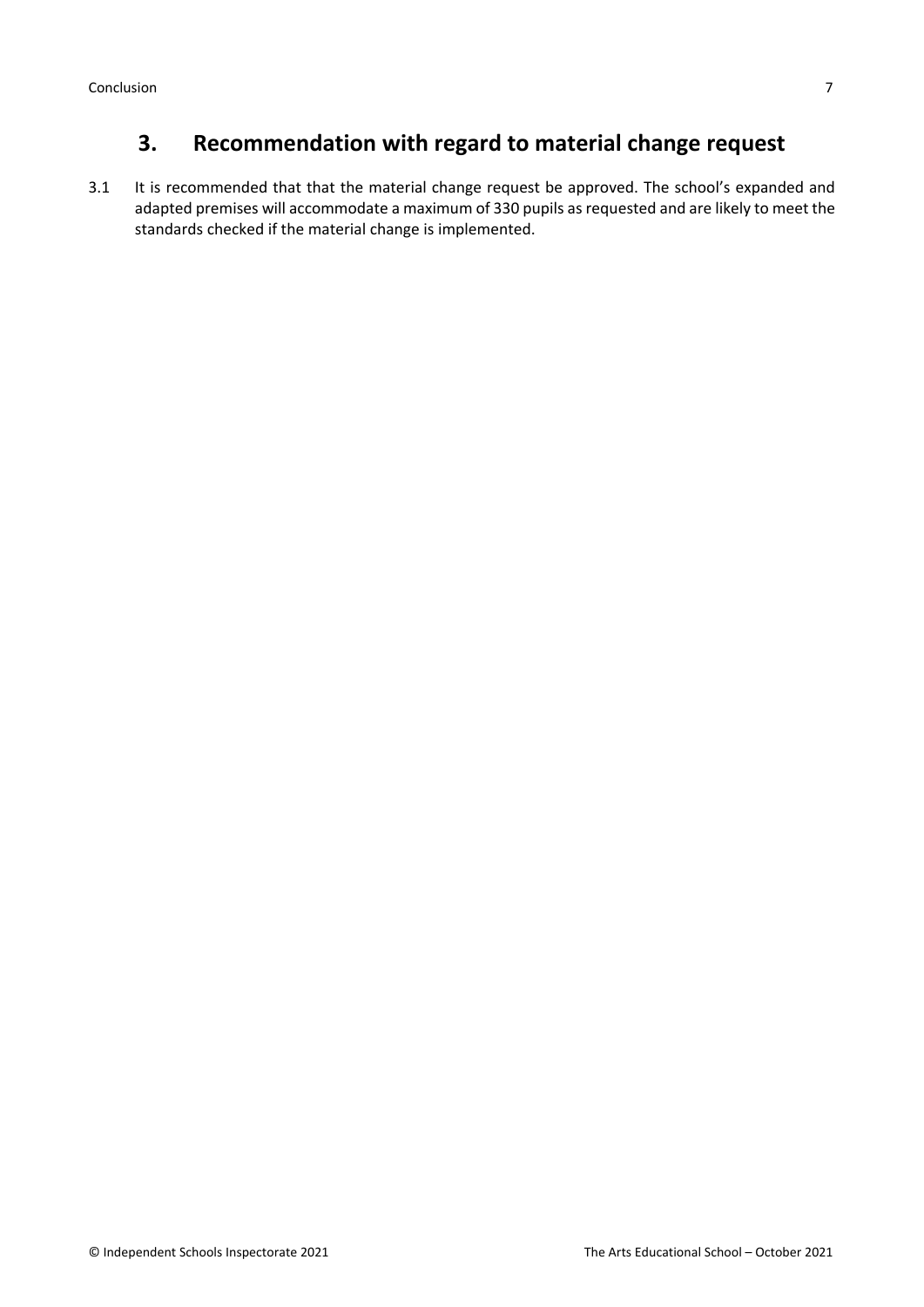## 3. Recommendation with regard to material change request

3.1 It is recommended that that the material change request be approved. The school's expanded and adapted premises will accommodate a maximum of 330 pupils as requested and are likely to meet the standards checked if the material change is implemented.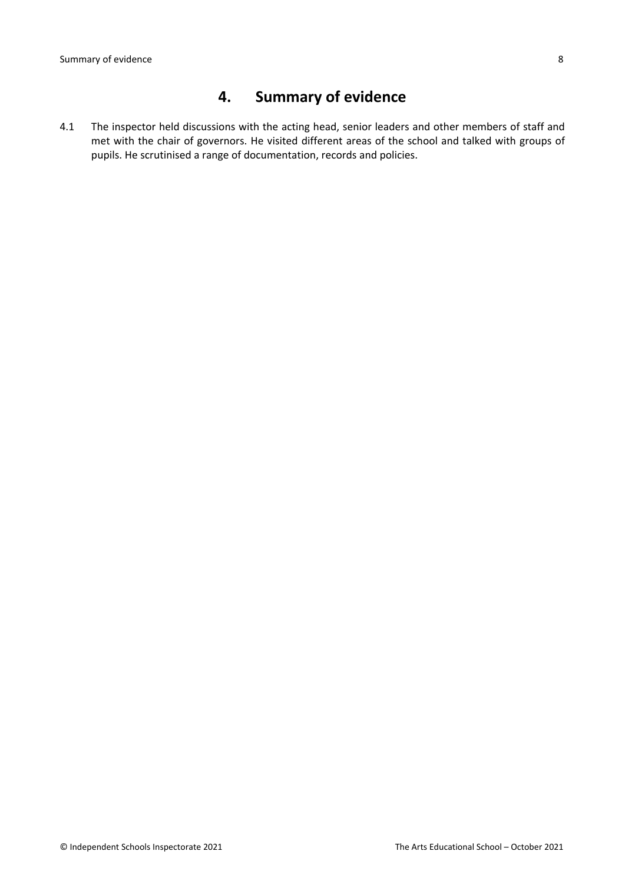## 4. Summary of evidence

4.1 The inspector held discussions with the acting head, senior leaders and other members of staff and met with the chair of governors. He visited different areas of the school and talked with groups of pupils. He scrutinised a range of documentation, records and policies.